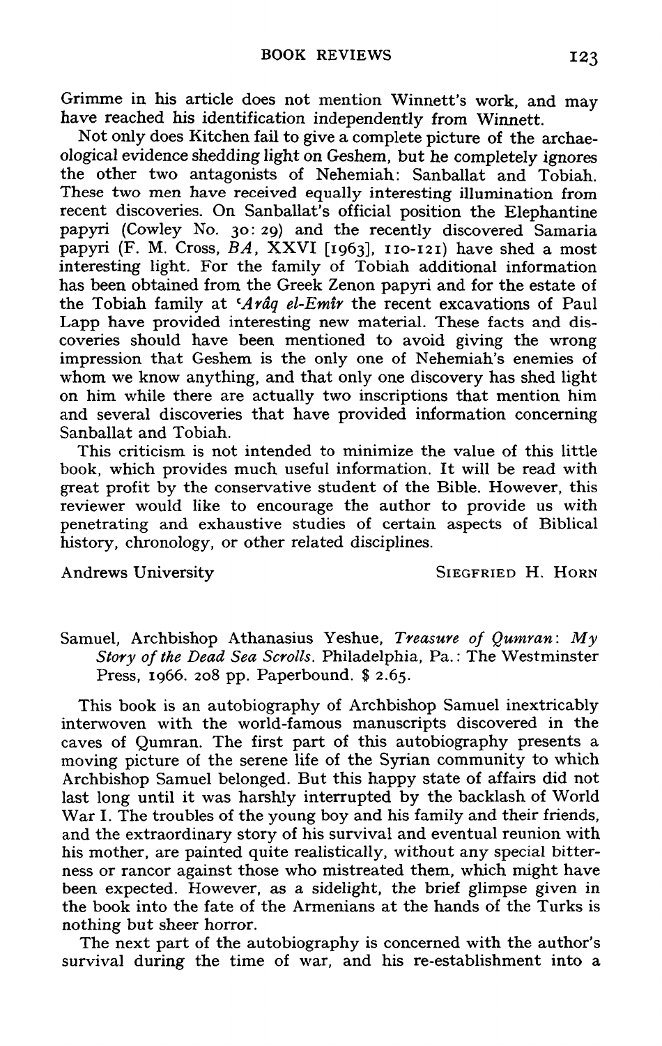Grimme in his article does not mention Winnett's work, and may have reached his identification independently from Winnett.

Not only does Kitchen fail to give a complete picture of the archaeological evidence shedding light on Geshem, but he completely ignores the other two antagonists of Nehemiah: Sanballat and Tobiah. These two men have received equally interesting illumination from recent discoveries. On Sanballat's official position the Elephantine papyri (Cowley No. 30: 29) and the recently discovered Samaria papyri (F. M. Cross, *BA*, XXVI [1963], 110-121) have shed a most interesting light. For the family of Tobiah additional information has been obtained from the Greek Zenon papyri and for the estate of the Tobiah family at *ʿArâq el-Emîr* the recent excavations of Paul Lapp have provided interesting new material. These facts and discoveries should have been mentioned to avoid giving the wrong impression that Geshem is the only one of Nehemiah's enemies of whom we know anything, and that only one discovery has shed light on him while there are actually two inscriptions that mention him and several discoveries that have provided information concerning Sanballat and Tobiah.

This criticism is not intended to minimize the value of this little book, which provides much useful information. It will be read with great profit by the conservative student of the Bible. However, this reviewer would like to encourage the author to provide us with penetrating and exhaustive studies of certain aspects of Biblical history, chronology, or other related disciplines.

Andrews University — SIEGFRIED H. HORN

Samuel, Archbishop Athanasius Yeshue, *Treasure of Qumran: My Story of the Dead Sea Scrolls*. Philadelphia, Pa.: The Westminster Press, 1966. 208 pp. Paperbound. $ 2.65.

This book is an autobiography of Archbishop Samuel inextricably interwoven with the world-famous manuscripts discovered in the caves of Qumran. The first part of this autobiography presents a moving picture of the serene life of the Syrian community to which Archbishop Samuel belonged. But this happy state of affairs did not last long until it was harshly interrupted by the backlash of World War I. The troubles of the young boy and his family and their friends, and the extraordinary story of his survival and eventual reunion with his mother, are painted quite realistically, without any special bitterness or rancor against those who mistreated them, which might have been expected. However, as a sidelight, the brief glimpse given in the book into the fate of the Armenians at the hands of the Turks is nothing but sheer horror.

The next part of the autobiography is concerned with the author's survival during the time of war, and his re-establishment into a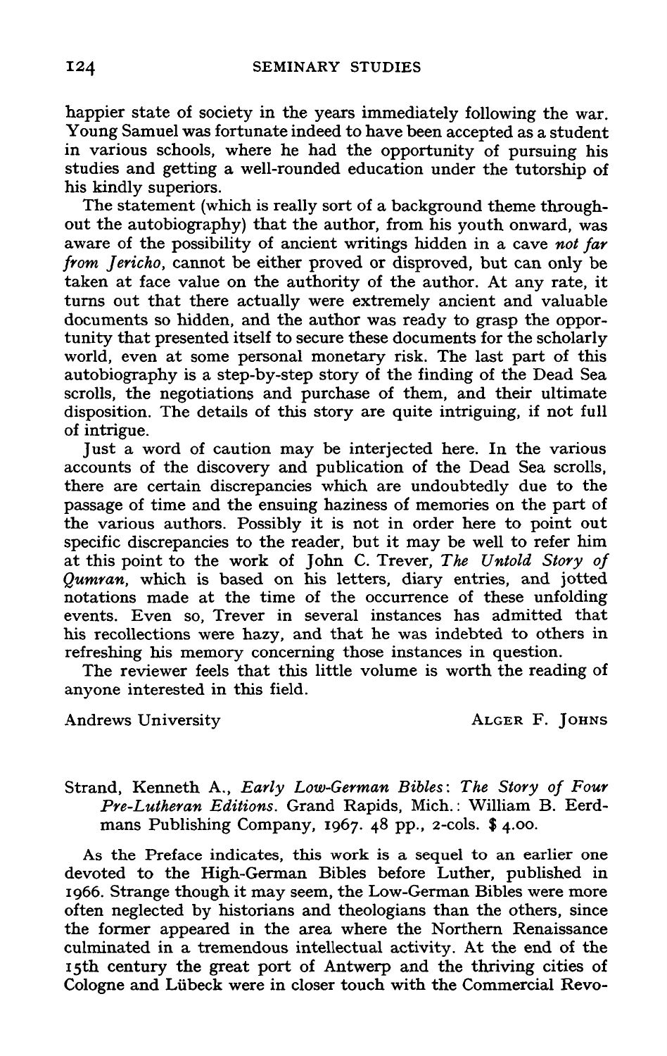happier state of society in the years immediately following the war. Young Samuel was fortunate indeed to have been accepted as a student in various schools, where he had the opportunity of pursuing his studies and getting a well-rounded education under the tutorship of his kindly superiors.

The statement (which is really sort of a background theme throughout the autobiography) that the author, from his youth onward, was aware of the possibility of ancient writings hidden in a cave *not far from Jericho*, cannot be either proved or disproved, but can only be taken at face value on the authority of the author. At any rate, it turns out that there actually were extremely ancient and valuable documents so hidden, and the author was ready to grasp the opportunity that presented itself to secure these documents for the scholarly world, even at some personal monetary risk. The last part of this autobiography is a step-by-step story of the finding of the Dead Sea scrolls, the negotiations and purchase of them, and their ultimate disposition. The details of this story are quite intriguing, if not full of intrigue.

Just a word of caution may be interjected here. In the various accounts of the discovery and publication of the Dead Sea scrolls, there are certain discrepancies which are undoubtedly due to the passage of time and the ensuing haziness of memories on the part of the various authors. Possibly it is not in order here to point out specific discrepancies to the reader, but it may be well to refer him at this point to the work of John C. Trever, *The Untold Story of Qumran*, which is based on his letters, diary entries, and jotted notations made at the time of the occurrence of these unfolding events. Even so, Trever in several instances has admitted that his recollections were hazy, and that he was indebted to others in refreshing his memory concerning those instances in question.

The reviewer feels that this little volume is worth the reading of anyone interested in this field.

Andrews University — ALGER F. JOHNS

Strand, Kenneth A., *Early Low-German Bibles: The Story of Four Pre-Lutheran Editions*. Grand Rapids, Mich.: William B. Eerdmans Publishing Company, 1967. 48 pp., 2-cols. $ 4.00.

As the Preface indicates, this work is a sequel to an earlier one devoted to the High-German Bibles before Luther, published in 1966. Strange though it may seem, the Low-German Bibles were more often neglected by historians and theologians than the others, since the former appeared in the area where the Northern Renaissance culminated in a tremendous intellectual activity. At the end of the 15th century the great port of Antwerp and the thriving cities of Cologne and Lübeck were in closer touch with the Commercial Revo-